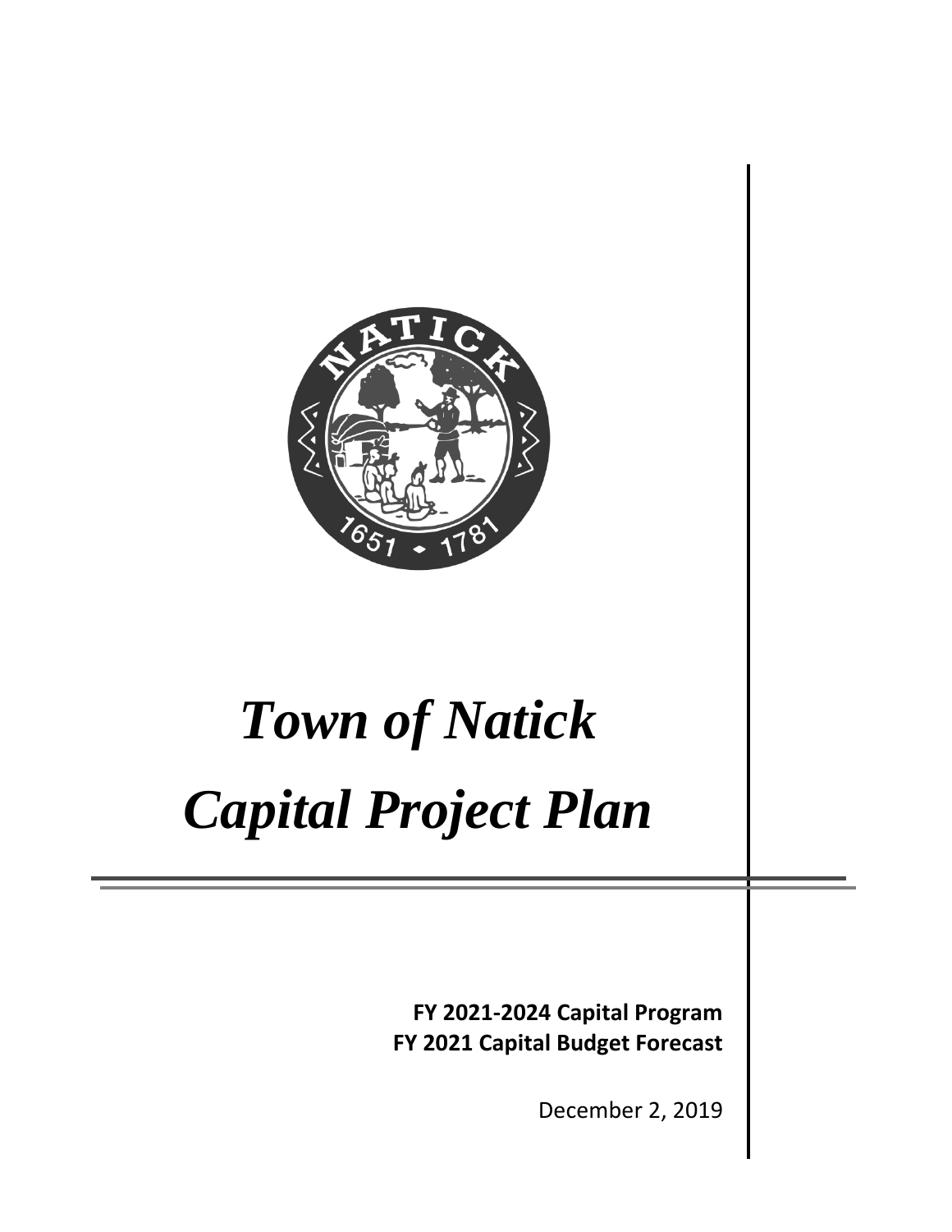# *Town of Natick*

# *Capital Project Plan*

**FY 2021-2024 Capital Program**
**FY 2021 Capital Budget Forecast**

December 2, 2019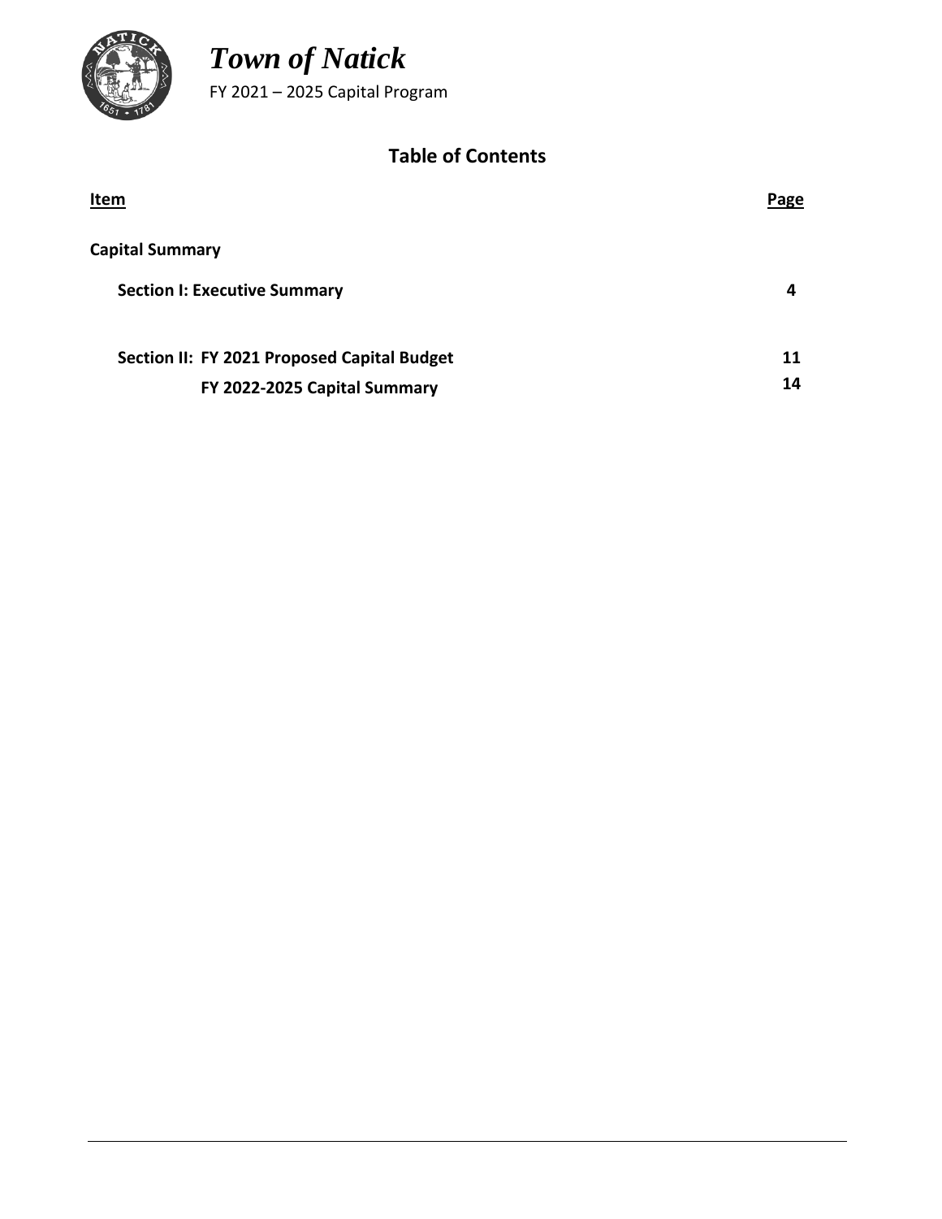# *Town of Natick*

FY 2021 – 2025 Capital Program

## Table of Contents

| Item | Page |
|---|---|
| **Capital Summary** | |
| **Section I: Executive Summary** | **4** |
| **Section II: FY 2021 Proposed Capital Budget** | **11** |
| **FY 2022-2025 Capital Summary** | **14** |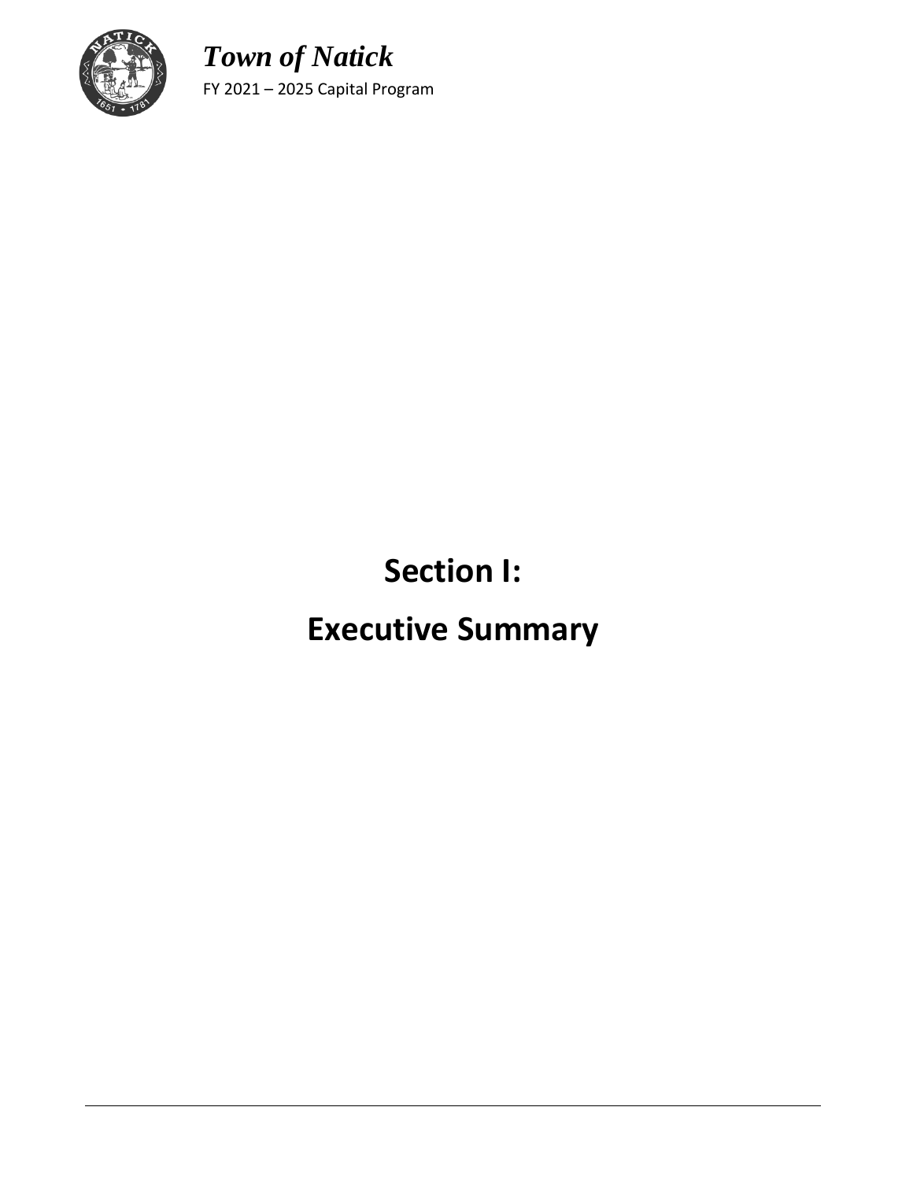# Section I:

# Executive Summary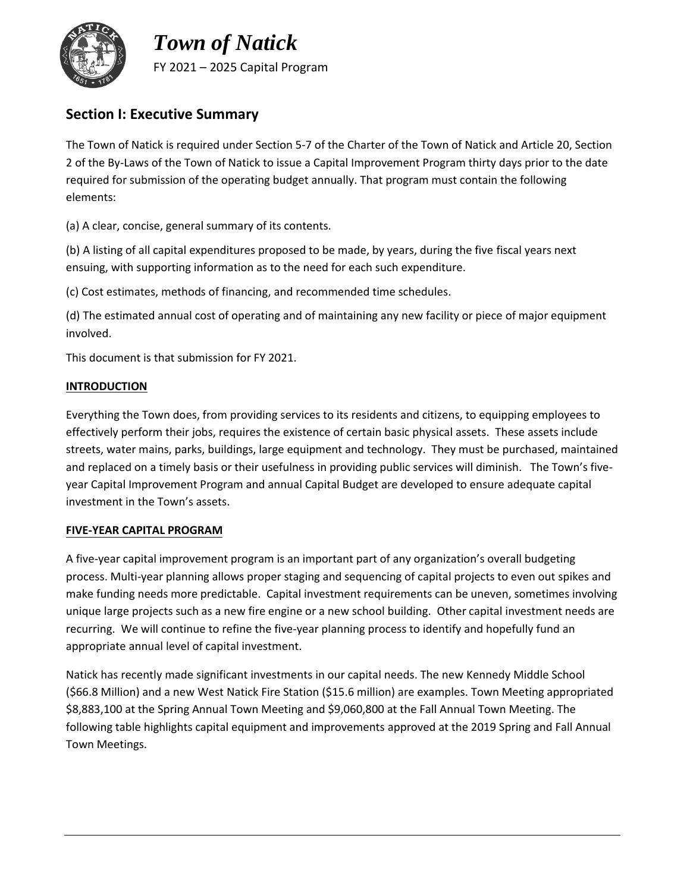# *Town of Natick*

FY 2021 – 2025 Capital Program

## Section I: Executive Summary

The Town of Natick is required under Section 5-7 of the Charter of the Town of Natick and Article 20, Section 2 of the By-Laws of the Town of Natick to issue a Capital Improvement Program thirty days prior to the date required for submission of the operating budget annually. That program must contain the following elements:

(a) A clear, concise, general summary of its contents.

(b) A listing of all capital expenditures proposed to be made, by years, during the five fiscal years next ensuing, with supporting information as to the need for each such expenditure.

(c) Cost estimates, methods of financing, and recommended time schedules.

(d) The estimated annual cost of operating and of maintaining any new facility or piece of major equipment involved.

This document is that submission for FY 2021.

**INTRODUCTION**

Everything the Town does, from providing services to its residents and citizens, to equipping employees to effectively perform their jobs, requires the existence of certain basic physical assets. These assets include streets, water mains, parks, buildings, large equipment and technology. They must be purchased, maintained and replaced on a timely basis or their usefulness in providing public services will diminish. The Town's five-year Capital Improvement Program and annual Capital Budget are developed to ensure adequate capital investment in the Town's assets.

**FIVE-YEAR CAPITAL PROGRAM**

A five-year capital improvement program is an important part of any organization's overall budgeting process. Multi-year planning allows proper staging and sequencing of capital projects to even out spikes and make funding needs more predictable. Capital investment requirements can be uneven, sometimes involving unique large projects such as a new fire engine or a new school building. Other capital investment needs are recurring. We will continue to refine the five-year planning process to identify and hopefully fund an appropriate annual level of capital investment.

Natick has recently made significant investments in our capital needs. The new Kennedy Middle School ($66.8 Million) and a new West Natick Fire Station ($15.6 million) are examples. Town Meeting appropriated $8,883,100 at the Spring Annual Town Meeting and $9,060,800 at the Fall Annual Town Meeting. The following table highlights capital equipment and improvements approved at the 2019 Spring and Fall Annual Town Meetings.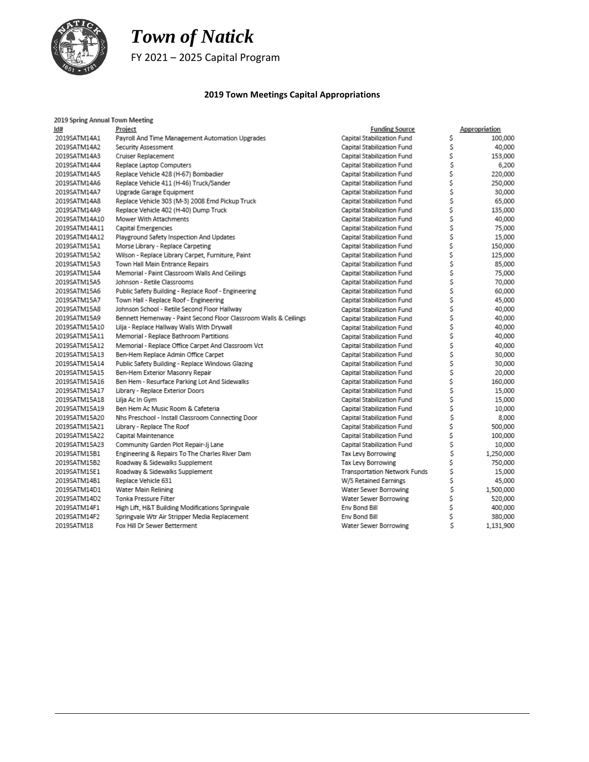# Town of Natick

FY 2021 – 2025 Capital Program

### 2019 Town Meetings Capital Appropriations

2019 Spring Annual Town Meeting

| Id# | Project | Funding Source | Appropriation |
|---|---|---|---|
| 2019SATM14A1 | Payroll And Time Management Automation Upgrades | Capital Stabilization Fund | $ 100,000 |
| 2019SATM14A2 | Security Assessment | Capital Stabilization Fund | $ 40,000 |
| 2019SATM14A3 | Cruiser Replacement | Capital Stabilization Fund | $ 153,000 |
| 2019SATM14A4 | Replace Laptop Computers | Capital Stabilization Fund | $ 6,200 |
| 2019SATM14A5 | Replace Vehicle 428 (H-67) Bombadier | Capital Stabilization Fund | $ 220,000 |
| 2019SATM14A6 | Replace Vehicle 411 (H-46) Truck/Sander | Capital Stabilization Fund | $ 250,000 |
| 2019SATM14A7 | Upgrade Garage Equipment | Capital Stabilization Fund | $ 30,000 |
| 2019SATM14A8 | Replace Vehicle 303 (M-3) 2008 Emd Pickup Truck | Capital Stabilization Fund | $ 65,000 |
| 2019SATM14A9 | Replace Vehicle 402 (H-40) Dump Truck | Capital Stabilization Fund | $ 135,000 |
| 2019SATM14A10 | Mower With Attachments | Capital Stabilization Fund | $ 40,000 |
| 2019SATM14A11 | Capital Emergencies | Capital Stabilization Fund | $ 75,000 |
| 2019SATM14A12 | Playground Safety Inspection And Updates | Capital Stabilization Fund | $ 15,000 |
| 2019SATM15A1 | Morse Library - Replace Carpeting | Capital Stabilization Fund | $ 150,000 |
| 2019SATM15A2 | Wilson - Replace Library Carpet, Furniture, Paint | Capital Stabilization Fund | $ 125,000 |
| 2019SATM15A3 | Town Hall Main Entrance Repairs | Capital Stabilization Fund | $ 85,000 |
| 2019SATM15A4 | Memorial - Paint Classroom Walls And Ceilings | Capital Stabilization Fund | $ 75,000 |
| 2019SATM15A5 | Johnson - Retile Classrooms | Capital Stabilization Fund | $ 70,000 |
| 2019SATM15A6 | Public Safety Building - Replace Roof - Engineering | Capital Stabilization Fund | $ 60,000 |
| 2019SATM15A7 | Town Hall - Replace Roof - Engineering | Capital Stabilization Fund | $ 45,000 |
| 2019SATM15A8 | Johnson School - Retile Second Floor Hallway | Capital Stabilization Fund | $ 40,000 |
| 2019SATM15A9 | Bennett Hemenway - Paint Second Floor Classroom Walls & Ceilings | Capital Stabilization Fund | $ 40,000 |
| 2019SATM15A10 | Lilja - Replace Hallway Walls With Drywall | Capital Stabilization Fund | $ 40,000 |
| 2019SATM15A11 | Memorial - Replace Bathroom Partitions | Capital Stabilization Fund | $ 40,000 |
| 2019SATM15A12 | Memorial - Replace Office Carpet And Classroom Vct | Capital Stabilization Fund | $ 40,000 |
| 2019SATM15A13 | Ben-Hem Replace Admin Office Carpet | Capital Stabilization Fund | $ 30,000 |
| 2019SATM15A14 | Public Safety Building - Replace Windows Glazing | Capital Stabilization Fund | $ 30,000 |
| 2019SATM15A15 | Ben-Hem Exterior Masonry Repair | Capital Stabilization Fund | $ 20,000 |
| 2019SATM15A16 | Ben Hem - Resurface Parking Lot And Sidewalks | Capital Stabilization Fund | $ 160,000 |
| 2019SATM15A17 | Library - Replace Exterior Doors | Capital Stabilization Fund | $ 15,000 |
| 2019SATM15A18 | Lilja Ac In Gym | Capital Stabilization Fund | $ 15,000 |
| 2019SATM15A19 | Ben Hem Ac Music Room & Cafeteria | Capital Stabilization Fund | $ 10,000 |
| 2019SATM15A20 | Nhs Preschool - Install Classroom Connecting Door | Capital Stabilization Fund | $ 8,000 |
| 2019SATM15A21 | Library - Replace The Roof | Capital Stabilization Fund | $ 500,000 |
| 2019SATM15A22 | Capital Maintenance | Capital Stabilization Fund | $ 100,000 |
| 2019SATM15A23 | Community Garden Plot Repair-Jj Lane | Capital Stabilization Fund | $ 10,000 |
| 2019SATM15B1 | Engineering & Repairs To The Charles River Dam | Tax Levy Borrowing | $ 1,250,000 |
| 2019SATM15B2 | Roadway & Sidewalks Supplement | Tax Levy Borrowing | $ 750,000 |
| 2019SATM15E1 | Roadway & Sidewalks Supplement | Transportation Network Funds | $ 15,000 |
| 2019SATM14B1 | Replace Vehicle 631 | W/S Retained Earnings | $ 45,000 |
| 2019SATM14D1 | Water Main Relining | Water Sewer Borrowing | $ 1,500,000 |
| 2019SATM14D2 | Tonka Pressure Filter | Water Sewer Borrowing | $ 520,000 |
| 2019SATM14F1 | High Lift, H&T Building Modifications Springvale | Env Bond Bill | $ 400,000 |
| 2019SATM14F2 | Springvale Wtr Air Stripper Media Replacement | Env Bond Bill | $ 380,000 |
| 2019SATM18 | Fox Hill Dr Sewer Betterment | Water Sewer Borrowing | $ 1,131,900 |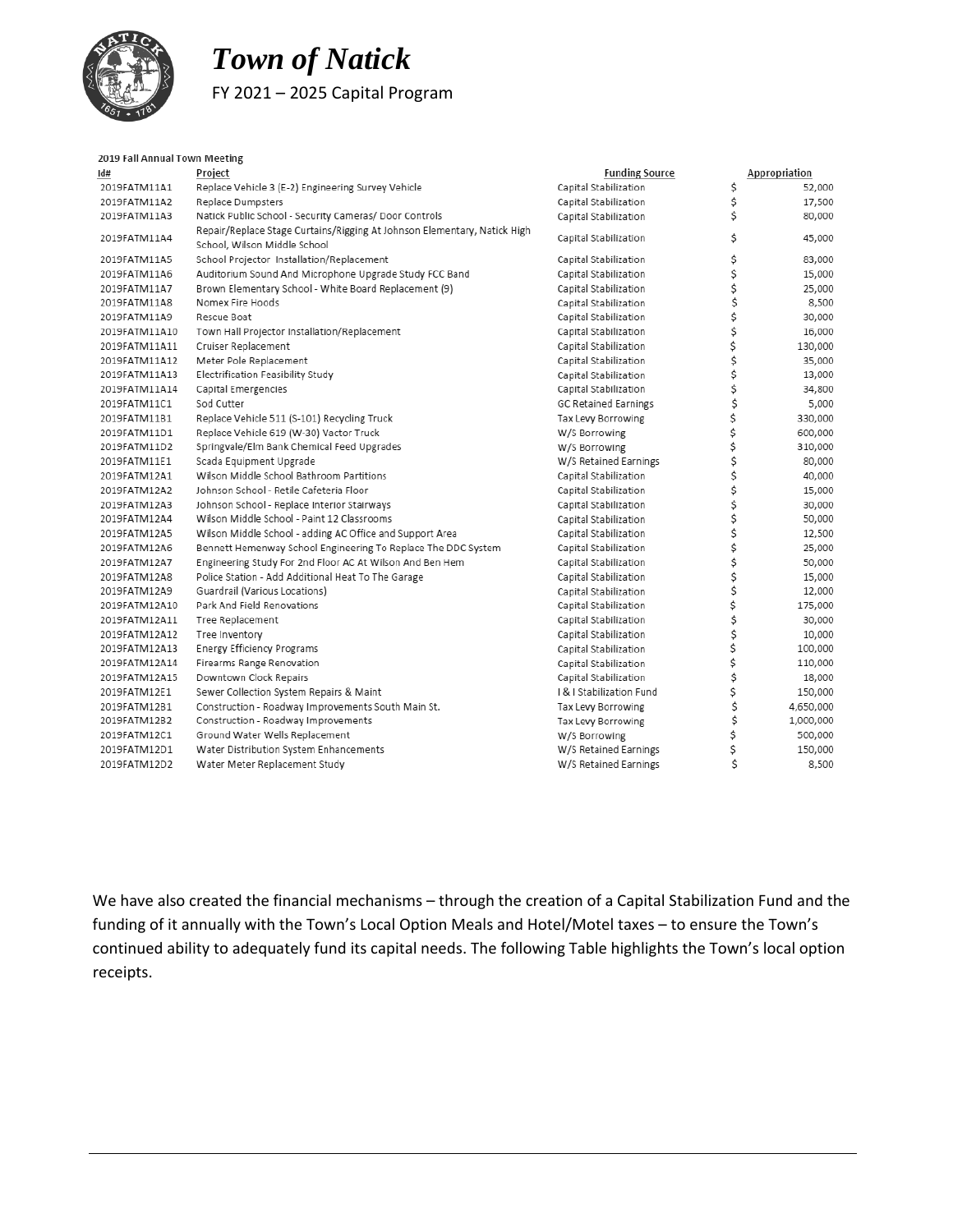# *Town of Natick*

FY 2021 – 2025 Capital Program

**2019 Fall Annual Town Meeting**

| Id# | Project | Funding Source | Appropriation |
|---|---|---|---|
| 2019FATM11A1 | Replace Vehicle 3 (E-2) Engineering Survey Vehicle | Capital Stabilization | $ 52,000 |
| 2019FATM11A2 | Replace Dumpsters | Capital Stabilization | $ 17,500 |
| 2019FATM11A3 | Natick Public School - Security Cameras/ Door Controls | Capital Stabilization | $ 80,000 |
| 2019FATM11A4 | Repair/Replace Stage Curtains/Rigging At Johnson Elementary, Natick High School, Wilson Middle School | Capital Stabilization | $ 45,000 |
| 2019FATM11A5 | School Projector Installation/Replacement | Capital Stabilization | $ 83,000 |
| 2019FATM11A6 | Auditorium Sound And Microphone Upgrade Study FCC Band | Capital Stabilization | $ 15,000 |
| 2019FATM11A7 | Brown Elementary School - White Board Replacement (9) | Capital Stabilization | $ 25,000 |
| 2019FATM11A8 | Nomex Fire Hoods | Capital Stabilization | $ 8,500 |
| 2019FATM11A9 | Rescue Boat | Capital Stabilization | $ 30,000 |
| 2019FATM11A10 | Town Hall Projector Installation/Replacement | Capital Stabilization | $ 16,000 |
| 2019FATM11A11 | Cruiser Replacement | Capital Stabilization | $ 130,000 |
| 2019FATM11A12 | Meter Pole Replacement | Capital Stabilization | $ 35,000 |
| 2019FATM11A13 | Electrification Feasibility Study | Capital Stabilization | $ 13,000 |
| 2019FATM11A14 | Capital Emergencies | Capital Stabilization | $ 34,800 |
| 2019FATM11C1 | Sod Cutter | GC Retained Earnings | $ 5,000 |
| 2019FATM11B1 | Replace Vehicle 511 (S-101) Recycling Truck | Tax Levy Borrowing | $ 330,000 |
| 2019FATM11D1 | Replace Vehicle 619 (W-30) Vactor Truck | W/S Borrowing | $ 600,000 |
| 2019FATM11D2 | Springvale/Elm Bank Chemical Feed Upgrades | W/S Borrowing | $ 310,000 |
| 2019FATM11E1 | Scada Equipment Upgrade | W/S Retained Earnings | $ 80,000 |
| 2019FATM12A1 | Wilson Middle School Bathroom Partitions | Capital Stabilization | $ 40,000 |
| 2019FATM12A2 | Johnson School - Retile Cafeteria Floor | Capital Stabilization | $ 15,000 |
| 2019FATM12A3 | Johnson School - Replace Interior Stairways | Capital Stabilization | $ 30,000 |
| 2019FATM12A4 | Wilson Middle School - Paint 12 Classrooms | Capital Stabilization | $ 50,000 |
| 2019FATM12A5 | Wilson Middle School - adding AC Office and Support Area | Capital Stabilization | $ 12,500 |
| 2019FATM12A6 | Bennett Hemenway School Engineering To Replace The DDC System | Capital Stabilization | $ 25,000 |
| 2019FATM12A7 | Engineering Study For 2nd Floor AC At Wilson And Ben Hem | Capital Stabilization | $ 50,000 |
| 2019FATM12A8 | Police Station - Add Additional Heat To The Garage | Capital Stabilization | $ 15,000 |
| 2019FATM12A9 | Guardrail (Various Locations) | Capital Stabilization | $ 12,000 |
| 2019FATM12A10 | Park And Field Renovations | Capital Stabilization | $ 175,000 |
| 2019FATM12A11 | Tree Replacement | Capital Stabilization | $ 30,000 |
| 2019FATM12A12 | Tree Inventory | Capital Stabilization | $ 10,000 |
| 2019FATM12A13 | Energy Efficiency Programs | Capital Stabilization | $ 100,000 |
| 2019FATM12A14 | Firearms Range Renovation | Capital Stabilization | $ 110,000 |
| 2019FATM12A15 | Downtown Clock Repairs | Capital Stabilization | $ 18,000 |
| 2019FATM12E1 | Sewer Collection System Repairs & Maint | I & I Stabilization Fund | $ 150,000 |
| 2019FATM12B1 | Construction - Roadway Improvements South Main St. | Tax Levy Borrowing | $ 4,650,000 |
| 2019FATM12B2 | Construction - Roadway Improvements | Tax Levy Borrowing | $ 1,000,000 |
| 2019FATM12C1 | Ground Water Wells Replacement | W/S Borrowing | $ 500,000 |
| 2019FATM12D1 | Water Distribution System Enhancements | W/S Retained Earnings | $ 150,000 |
| 2019FATM12D2 | Water Meter Replacement Study | W/S Retained Earnings | $ 8,500 |

We have also created the financial mechanisms – through the creation of a Capital Stabilization Fund and the funding of it annually with the Town's Local Option Meals and Hotel/Motel taxes – to ensure the Town's continued ability to adequately fund its capital needs. The following Table highlights the Town's local option receipts.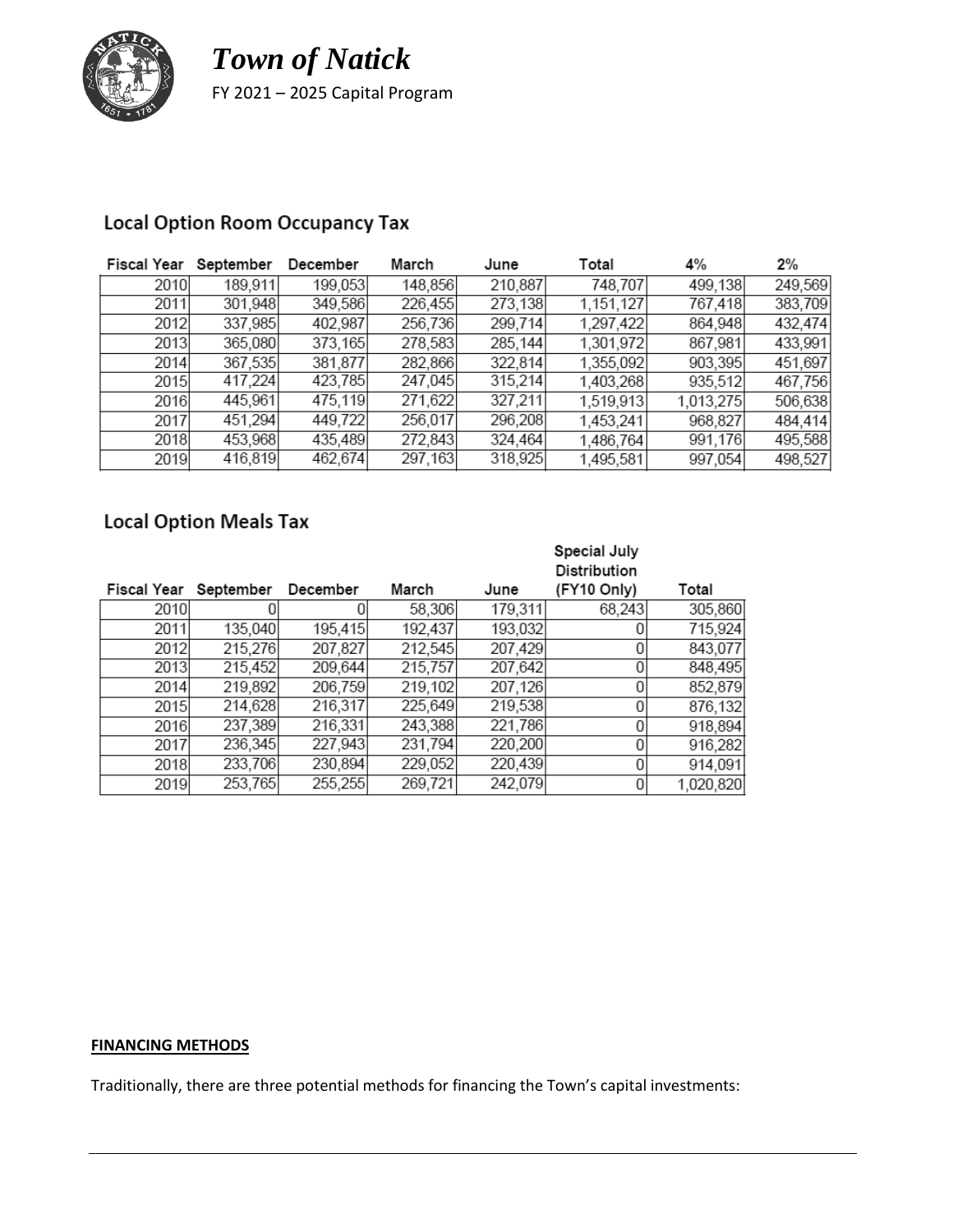## Local Option Room Occupancy Tax

| Fiscal Year | September | December | March | June | Total | 4% | 2% |
|---|---|---|---|---|---|---|---|
| 2010 | 189,911 | 199,053 | 148,856 | 210,887 | 748,707 | 499,138 | 249,569 |
| 2011 | 301,948 | 349,586 | 226,455 | 273,138 | 1,151,127 | 767,418 | 383,709 |
| 2012 | 337,985 | 402,987 | 256,736 | 299,714 | 1,297,422 | 864,948 | 432,474 |
| 2013 | 365,080 | 373,165 | 278,583 | 285,144 | 1,301,972 | 867,981 | 433,991 |
| 2014 | 367,535 | 381,877 | 282,866 | 322,814 | 1,355,092 | 903,395 | 451,697 |
| 2015 | 417,224 | 423,785 | 247,045 | 315,214 | 1,403,268 | 935,512 | 467,756 |
| 2016 | 445,961 | 475,119 | 271,622 | 327,211 | 1,519,913 | 1,013,275 | 506,638 |
| 2017 | 451,294 | 449,722 | 256,017 | 296,208 | 1,453,241 | 968,827 | 484,414 |
| 2018 | 453,968 | 435,489 | 272,843 | 324,464 | 1,486,764 | 991,176 | 495,588 |
| 2019 | 416,819 | 462,674 | 297,163 | 318,925 | 1,495,581 | 997,054 | 498,527 |

## Local Option Meals Tax

| Fiscal Year | September | December | March | June | Special July Distribution (FY10 Only) | Total |
|---|---|---|---|---|---|---|
| 2010 | 0 | 0 | 58,306 | 179,311 | 68,243 | 305,860 |
| 2011 | 135,040 | 195,415 | 192,437 | 193,032 | 0 | 715,924 |
| 2012 | 215,276 | 207,827 | 212,545 | 207,429 | 0 | 843,077 |
| 2013 | 215,452 | 209,644 | 215,757 | 207,642 | 0 | 848,495 |
| 2014 | 219,892 | 206,759 | 219,102 | 207,126 | 0 | 852,879 |
| 2015 | 214,628 | 216,317 | 225,649 | 219,538 | 0 | 876,132 |
| 2016 | 237,389 | 216,331 | 243,388 | 221,786 | 0 | 918,894 |
| 2017 | 236,345 | 227,943 | 231,794 | 220,200 | 0 | 916,282 |
| 2018 | 233,706 | 230,894 | 229,052 | 220,439 | 0 | 914,091 |
| 2019 | 253,765 | 255,255 | 269,721 | 242,079 | 0 | 1,020,820 |

**FINANCING METHODS**

Traditionally, there are three potential methods for financing the Town's capital investments: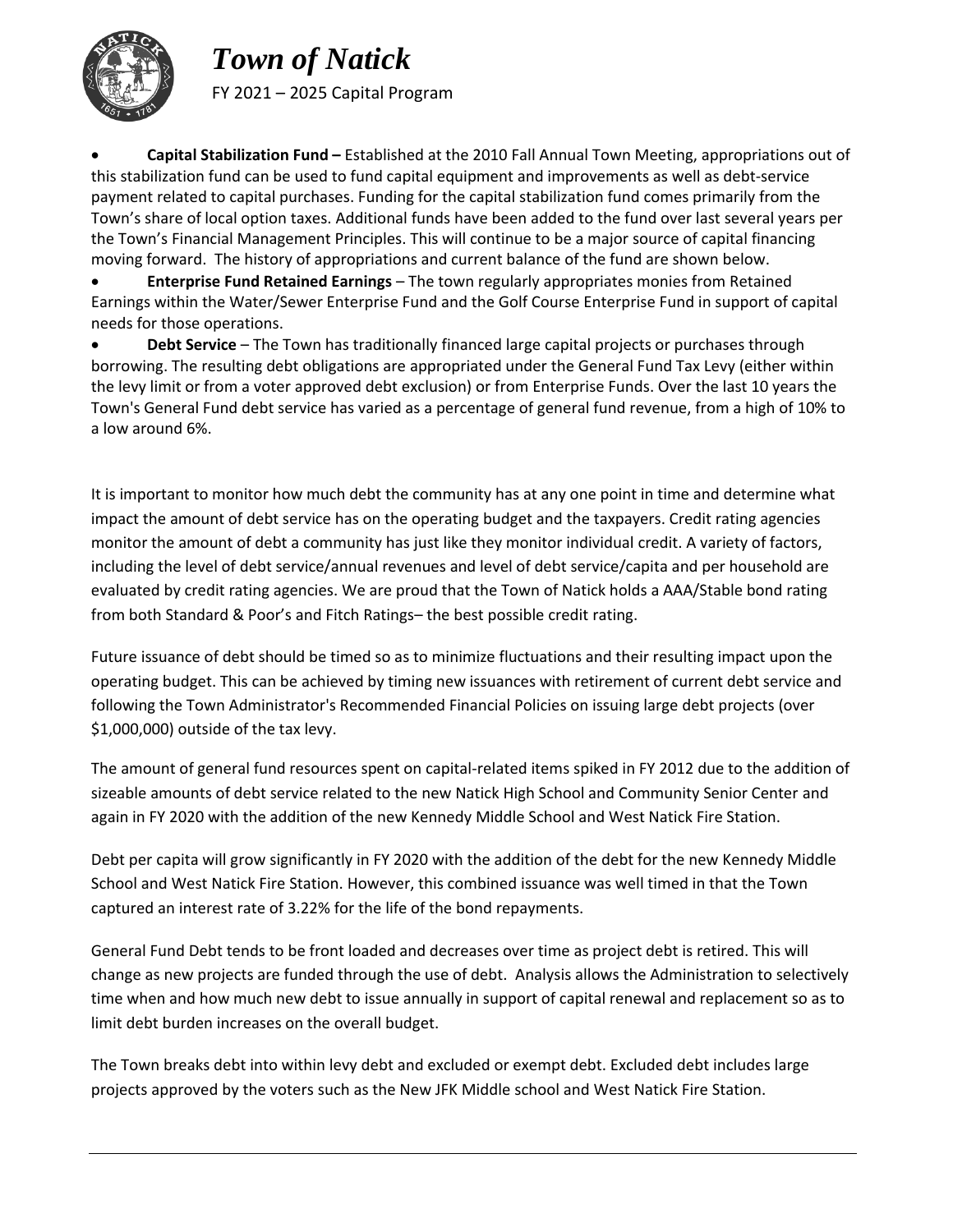- **Capital Stabilization Fund –** Established at the 2010 Fall Annual Town Meeting, appropriations out of this stabilization fund can be used to fund capital equipment and improvements as well as debt-service payment related to capital purchases. Funding for the capital stabilization fund comes primarily from the Town's share of local option taxes. Additional funds have been added to the fund over last several years per the Town's Financial Management Principles. This will continue to be a major source of capital financing moving forward. The history of appropriations and current balance of the fund are shown below.
- **Enterprise Fund Retained Earnings** – The town regularly appropriates monies from Retained Earnings within the Water/Sewer Enterprise Fund and the Golf Course Enterprise Fund in support of capital needs for those operations.
- **Debt Service** – The Town has traditionally financed large capital projects or purchases through borrowing. The resulting debt obligations are appropriated under the General Fund Tax Levy (either within the levy limit or from a voter approved debt exclusion) or from Enterprise Funds. Over the last 10 years the Town's General Fund debt service has varied as a percentage of general fund revenue, from a high of 10% to a low around 6%.

It is important to monitor how much debt the community has at any one point in time and determine what impact the amount of debt service has on the operating budget and the taxpayers. Credit rating agencies monitor the amount of debt a community has just like they monitor individual credit. A variety of factors, including the level of debt service/annual revenues and level of debt service/capita and per household are evaluated by credit rating agencies. We are proud that the Town of Natick holds a AAA/Stable bond rating from both Standard & Poor's and Fitch Ratings– the best possible credit rating.

Future issuance of debt should be timed so as to minimize fluctuations and their resulting impact upon the operating budget. This can be achieved by timing new issuances with retirement of current debt service and following the Town Administrator's Recommended Financial Policies on issuing large debt projects (over $1,000,000) outside of the tax levy.

The amount of general fund resources spent on capital-related items spiked in FY 2012 due to the addition of sizeable amounts of debt service related to the new Natick High School and Community Senior Center and again in FY 2020 with the addition of the new Kennedy Middle School and West Natick Fire Station.

Debt per capita will grow significantly in FY 2020 with the addition of the debt for the new Kennedy Middle School and West Natick Fire Station. However, this combined issuance was well timed in that the Town captured an interest rate of 3.22% for the life of the bond repayments.

General Fund Debt tends to be front loaded and decreases over time as project debt is retired. This will change as new projects are funded through the use of debt. Analysis allows the Administration to selectively time when and how much new debt to issue annually in support of capital renewal and replacement so as to limit debt burden increases on the overall budget.

The Town breaks debt into within levy debt and excluded or exempt debt. Excluded debt includes large projects approved by the voters such as the New JFK Middle school and West Natick Fire Station.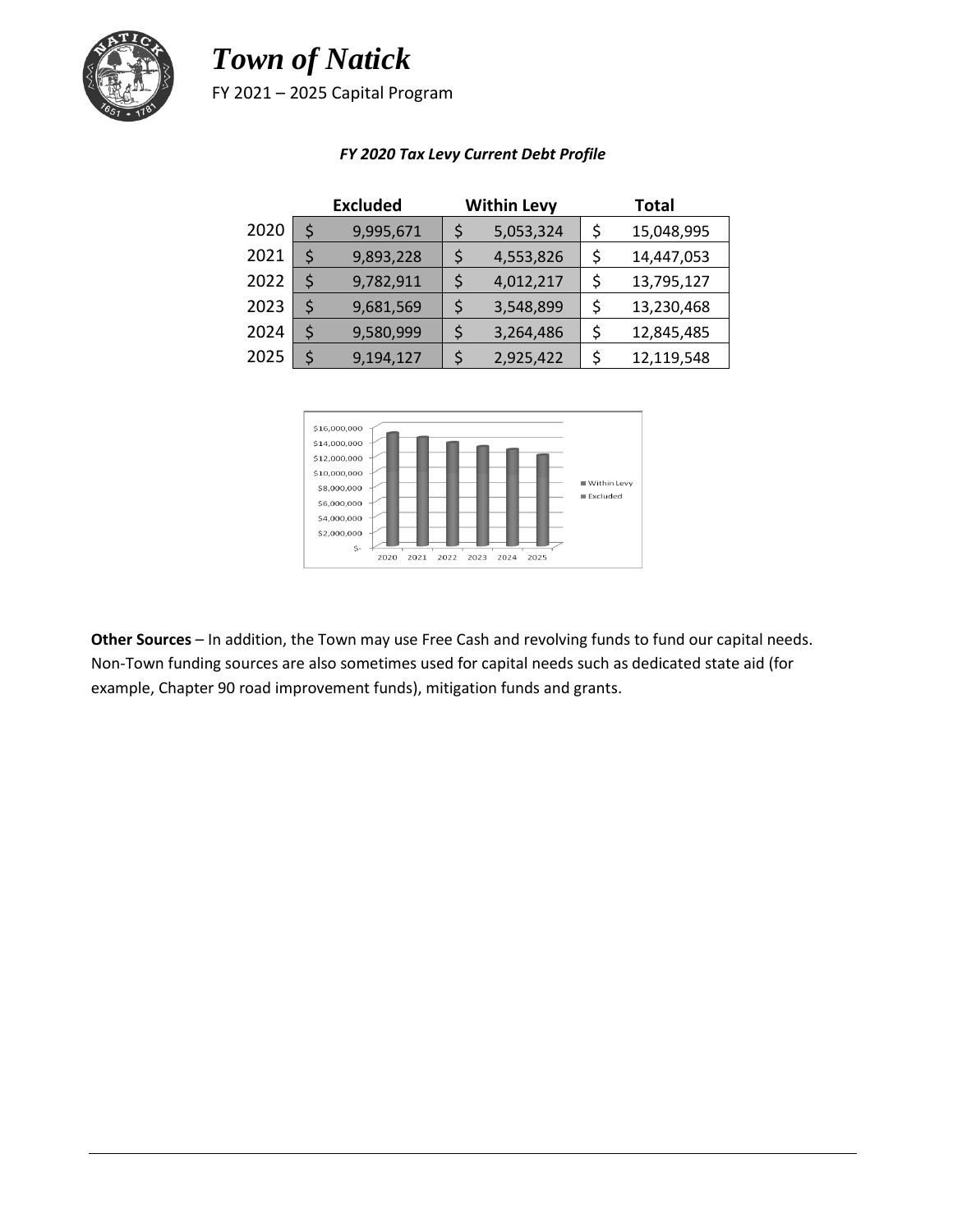*FY 2020 Tax Levy Current Debt Profile*

| | Excluded | Within Levy | Total |
|---|---|---|---|
| 2020 | $ 9,995,671 | $ 5,053,324 | $ 15,048,995 |
| 2021 | $ 9,893,228 | $ 4,553,826 | $ 14,447,053 |
| 2022 | $ 9,782,911 | $ 4,012,217 | $ 13,795,127 |
| 2023 | $ 9,681,569 | $ 3,548,899 | $ 13,230,468 |
| 2024 | $ 9,580,999 | $ 3,264,486 | $ 12,845,485 |
| 2025 | $ 9,194,127 | $ 2,925,422 | $ 12,119,548 |

$16,000,000
$14,000,000
$12,000,000
$10,000,000
$8,000,000
$6,000,000
$4,000,000
$2,000,000
$-
2020 2021 2022 2023 2024 2025
Within Levy
Excluded

**Other Sources** – In addition, the Town may use Free Cash and revolving funds to fund our capital needs. Non-Town funding sources are also sometimes used for capital needs such as dedicated state aid (for example, Chapter 90 road improvement funds), mitigation funds and grants.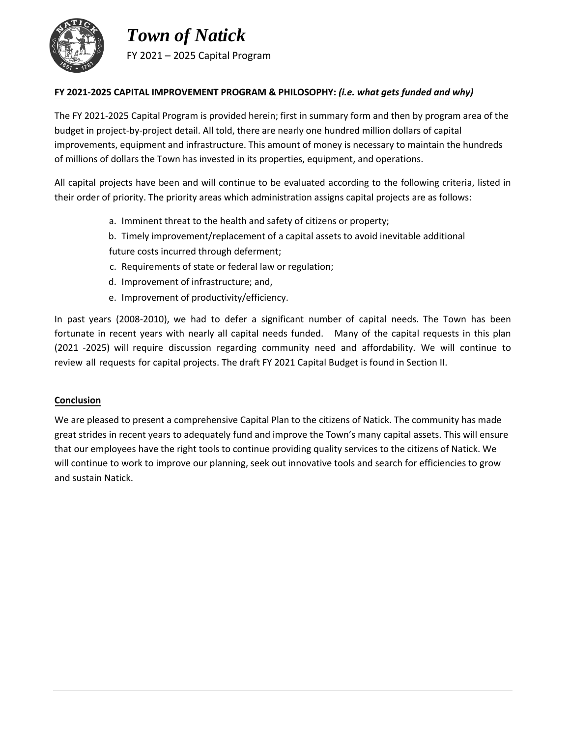# Town of Natick

FY 2021 – 2025 Capital Program

**FY 2021-2025 CAPITAL IMPROVEMENT PROGRAM & PHILOSOPHY:** ***(i.e. what gets funded and why)***

The FY 2021-2025 Capital Program is provided herein; first in summary form and then by program area of the budget in project-by-project detail. All told, there are nearly one hundred million dollars of capital improvements, equipment and infrastructure. This amount of money is necessary to maintain the hundreds of millions of dollars the Town has invested in its properties, equipment, and operations.

All capital projects have been and will continue to be evaluated according to the following criteria, listed in their order of priority. The priority areas which administration assigns capital projects are as follows:

a. Imminent threat to the health and safety of citizens or property;
b. Timely improvement/replacement of a capital assets to avoid inevitable additional future costs incurred through deferment;
c. Requirements of state or federal law or regulation;
d. Improvement of infrastructure; and,
e. Improvement of productivity/efficiency.

In past years (2008-2010), we had to defer a significant number of capital needs. The Town has been fortunate in recent years with nearly all capital needs funded. Many of the capital requests in this plan (2021 -2025) will require discussion regarding community need and affordability. We will continue to review all requests for capital projects. The draft FY 2021 Capital Budget is found in Section II.

**Conclusion**

We are pleased to present a comprehensive Capital Plan to the citizens of Natick. The community has made great strides in recent years to adequately fund and improve the Town's many capital assets. This will ensure that our employees have the right tools to continue providing quality services to the citizens of Natick. We will continue to work to improve our planning, seek out innovative tools and search for efficiencies to grow and sustain Natick.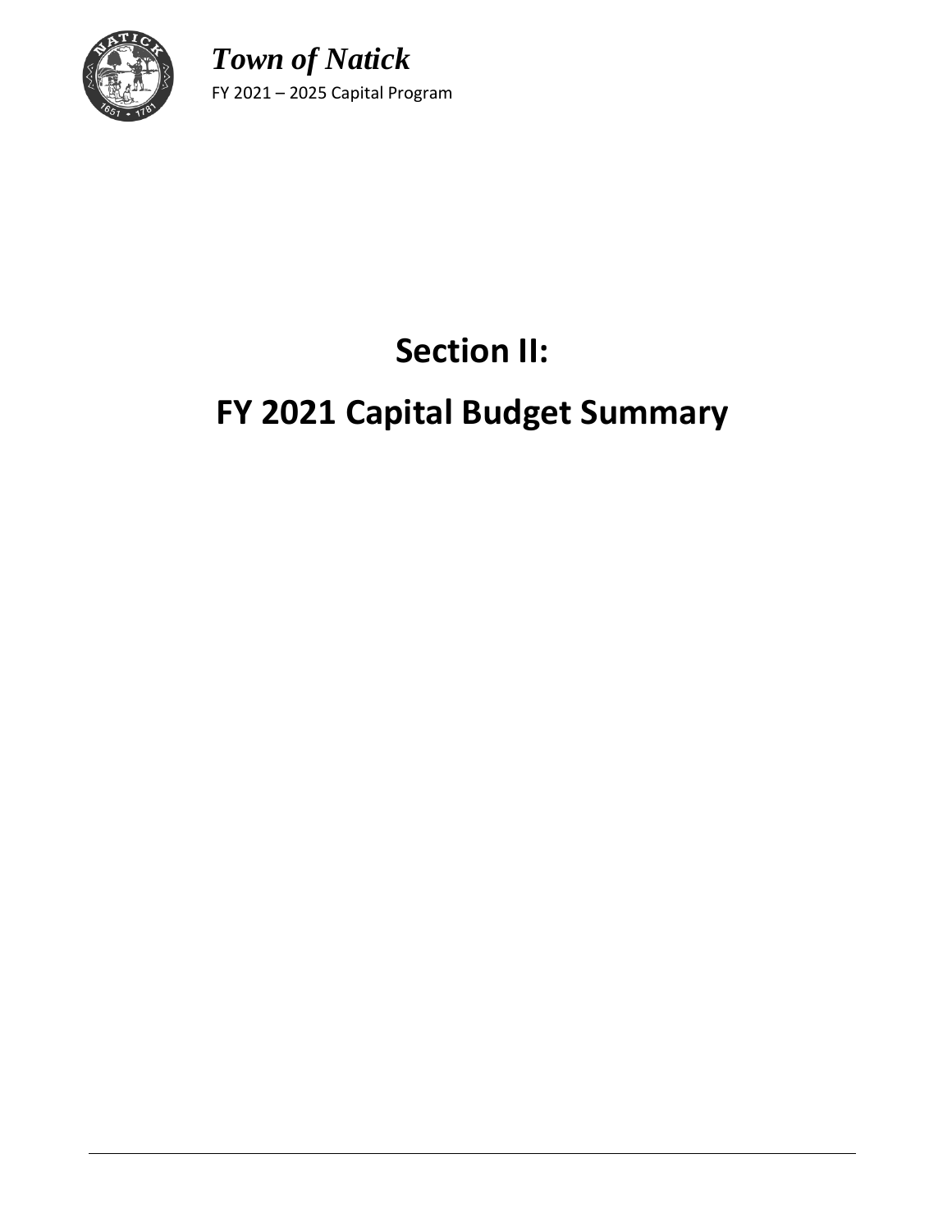# Section II:

# FY 2021 Capital Budget Summary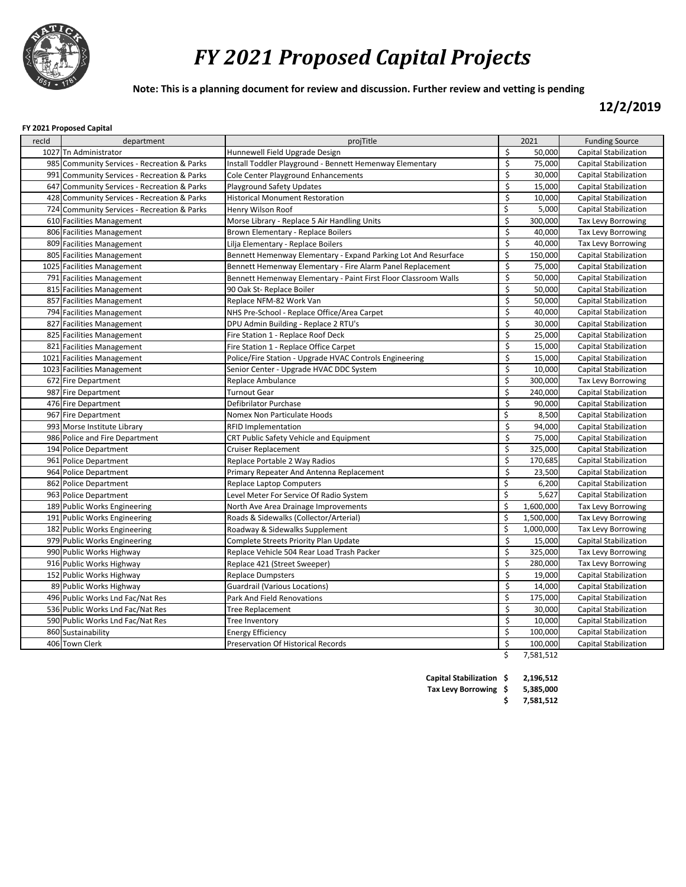# FY 2021 Proposed Capital Projects

**Note: This is a planning document for review and discussion. Further review and vetting is pending**

**12/2/2019**

**FY 2021 Proposed Capital**

| recId | department | projTitle | 2021 | Funding Source |
|---|---|---|---|---|
| 1027 | Tn Administrator | Hunnewell Field Upgrade Design | $ 50,000 | Capital Stabilization |
| 985 | Community Services - Recreation & Parks | Install Toddler Playground - Bennett Hemenway Elementary | $ 75,000 | Capital Stabilization |
| 991 | Community Services - Recreation & Parks | Cole Center Playground Enhancements | $ 30,000 | Capital Stabilization |
| 647 | Community Services - Recreation & Parks | Playground Safety Updates | $ 15,000 | Capital Stabilization |
| 428 | Community Services - Recreation & Parks | Historical Monument Restoration | $ 10,000 | Capital Stabilization |
| 724 | Community Services - Recreation & Parks | Henry Wilson Roof | $ 5,000 | Capital Stabilization |
| 610 | Facilities Management | Morse Library - Replace 5 Air Handling Units | $ 300,000 | Tax Levy Borrowing |
| 806 | Facilities Management | Brown Elementary - Replace Boilers | $ 40,000 | Tax Levy Borrowing |
| 809 | Facilities Management | Lilja Elementary - Replace Boilers | $ 40,000 | Tax Levy Borrowing |
| 805 | Facilities Management | Bennett Hemenway Elementary - Expand Parking Lot And Resurface | $ 150,000 | Capital Stabilization |
| 1025 | Facilities Management | Bennett Hemenway Elementary - Fire Alarm Panel Replacement | $ 75,000 | Capital Stabilization |
| 791 | Facilities Management | Bennett Hemenway Elementary - Paint First Floor Classroom Walls | $ 50,000 | Capital Stabilization |
| 815 | Facilities Management | 90 Oak St- Replace Boiler | $ 50,000 | Capital Stabilization |
| 857 | Facilities Management | Replace NFM-82 Work Van | $ 50,000 | Capital Stabilization |
| 794 | Facilities Management | NHS Pre-School - Replace Office/Area Carpet | $ 40,000 | Capital Stabilization |
| 827 | Facilities Management | DPU Admin Building - Replace 2 RTU's | $ 30,000 | Capital Stabilization |
| 825 | Facilities Management | Fire Station 1 - Replace Roof Deck | $ 25,000 | Capital Stabilization |
| 821 | Facilities Management | Fire Station 1 - Replace Office Carpet | $ 15,000 | Capital Stabilization |
| 1021 | Facilities Management | Police/Fire Station - Upgrade HVAC Controls Engineering | $ 15,000 | Capital Stabilization |
| 1023 | Facilities Management | Senior Center - Upgrade HVAC DDC System | $ 10,000 | Capital Stabilization |
| 672 | Fire Department | Replace Ambulance | $ 300,000 | Tax Levy Borrowing |
| 987 | Fire Department | Turnout Gear | $ 240,000 | Capital Stabilization |
| 476 | Fire Department | Defibrilator Purchase | $ 90,000 | Capital Stabilization |
| 967 | Fire Department | Nomex Non Particulate Hoods | $ 8,500 | Capital Stabilization |
| 993 | Morse Institute Library | RFID Implementation | $ 94,000 | Capital Stabilization |
| 986 | Police and Fire Department | CRT Public Safety Vehicle and Equipment | $ 75,000 | Capital Stabilization |
| 194 | Police Department | Cruiser Replacement | $ 325,000 | Capital Stabilization |
| 961 | Police Department | Replace Portable 2 Way Radios | $ 170,685 | Capital Stabilization |
| 964 | Police Department | Primary Repeater And Antenna Replacement | $ 23,500 | Capital Stabilization |
| 862 | Police Department | Replace Laptop Computers | $ 6,200 | Capital Stabilization |
| 963 | Police Department | Level Meter For Service Of Radio System | $ 5,627 | Capital Stabilization |
| 189 | Public Works Engineering | North Ave Area Drainage Improvements | $ 1,600,000 | Tax Levy Borrowing |
| 191 | Public Works Engineering | Roads & Sidewalks (Collector/Arterial) | $ 1,500,000 | Tax Levy Borrowing |
| 182 | Public Works Engineering | Roadway & Sidewalks Supplement | $ 1,000,000 | Tax Levy Borrowing |
| 979 | Public Works Engineering | Complete Streets Priority Plan Update | $ 15,000 | Capital Stabilization |
| 990 | Public Works Highway | Replace Vehicle 504 Rear Load Trash Packer | $ 325,000 | Tax Levy Borrowing |
| 916 | Public Works Highway | Replace 421 (Street Sweeper) | $ 280,000 | Tax Levy Borrowing |
| 152 | Public Works Highway | Replace Dumpsters | $ 19,000 | Capital Stabilization |
| 89 | Public Works Highway | Guardrail (Various Locations) | $ 14,000 | Capital Stabilization |
| 496 | Public Works Lnd Fac/Nat Res | Park And Field Renovations | $ 175,000 | Capital Stabilization |
| 536 | Public Works Lnd Fac/Nat Res | Tree Replacement | $ 30,000 | Capital Stabilization |
| 590 | Public Works Lnd Fac/Nat Res | Tree Inventory | $ 10,000 | Capital Stabilization |
| 860 | Sustainability | Energy Efficiency | $ 100,000 | Capital Stabilization |
| 406 | Town Clerk | Preservation Of Historical Records | $ 100,000 | Capital Stabilization |
| | | | $ 7,581,512 | |

| | |
|---|---|
| **Capital Stabilization** | **$ 2,196,512** |
| **Tax Levy Borrowing** | **$ 5,385,000** |
| | **$ 7,581,512** |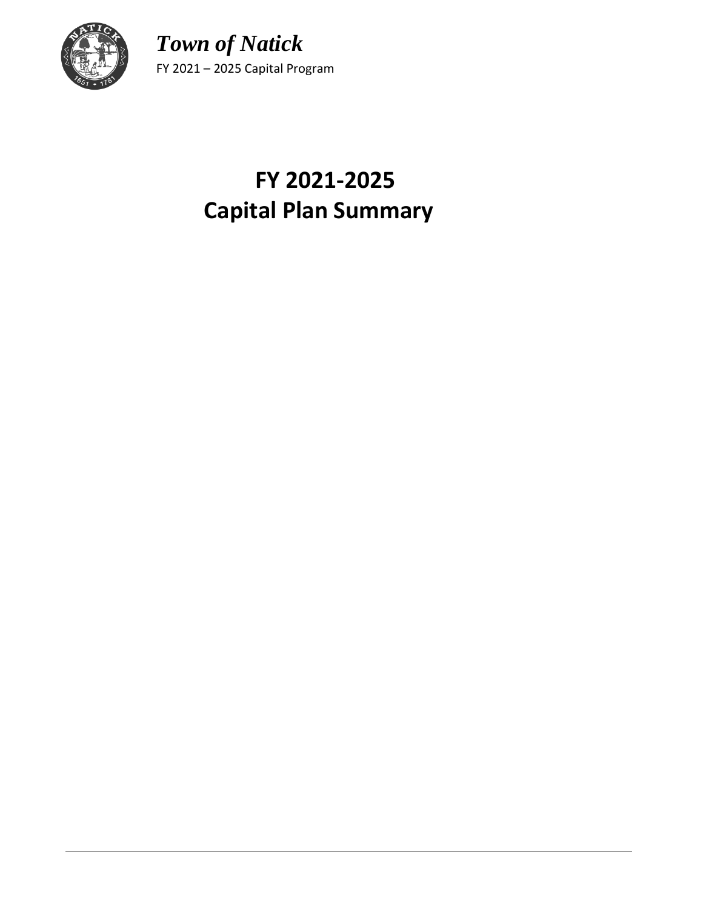# FY 2021-2025
# Capital Plan Summary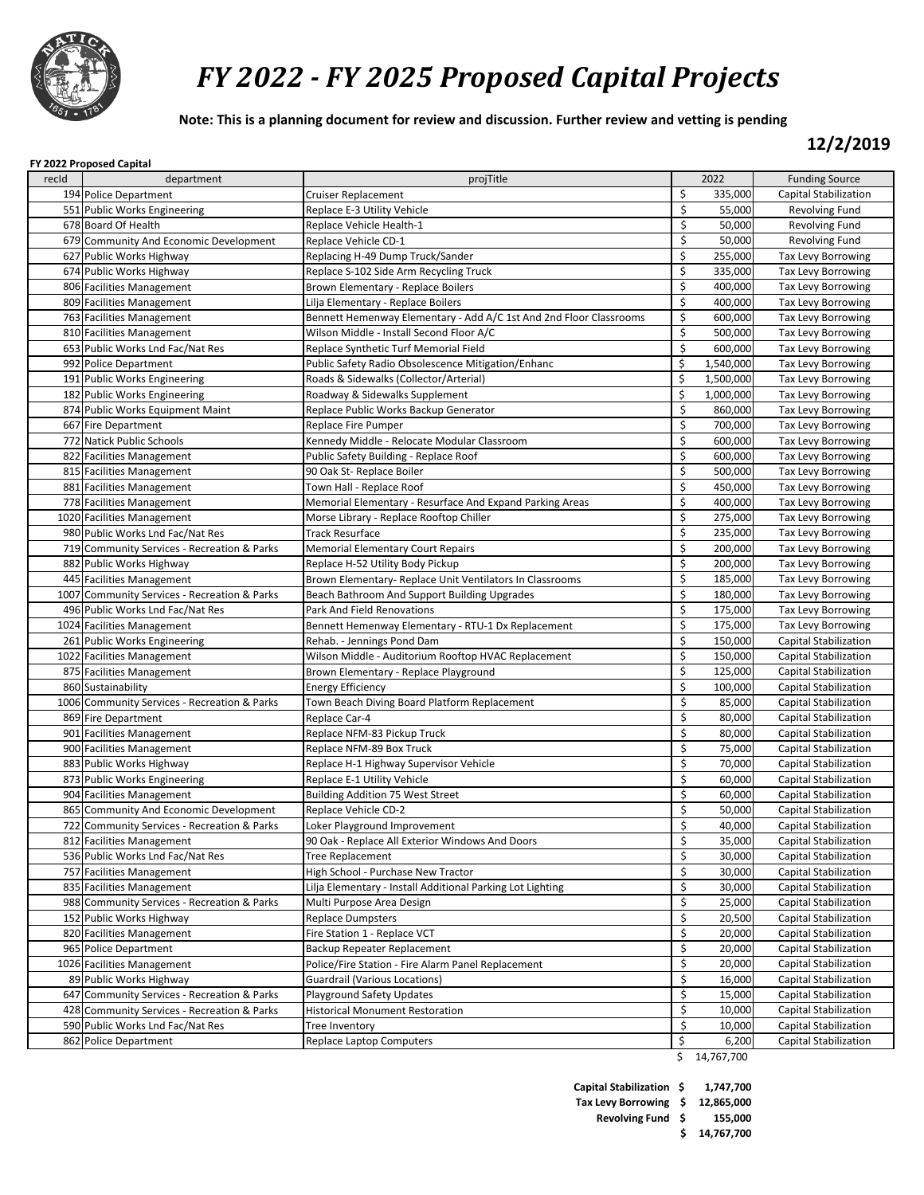# *FY 2022 - FY 2025 Proposed Capital Projects*

**Note: This is a planning document for review and discussion. Further review and vetting is pending**

**12/2/2019**

**FY 2022 Proposed Capital**

| recId | department | projTitle | 2022 | Funding Source |
|---|---|---|---|---|
| 194 | Police Department | Cruiser Replacement | $ 335,000 | Capital Stabilization |
| 551 | Public Works Engineering | Replace E-3 Utility Vehicle | $ 55,000 | Revolving Fund |
| 678 | Board Of Health | Replace Vehicle Health-1 | $ 50,000 | Revolving Fund |
| 679 | Community And Economic Development | Replace Vehicle CD-1 | $ 50,000 | Revolving Fund |
| 627 | Public Works Highway | Replacing H-49 Dump Truck/Sander | $ 255,000 | Tax Levy Borrowing |
| 674 | Public Works Highway | Replace S-102 Side Arm Recycling Truck | $ 335,000 | Tax Levy Borrowing |
| 806 | Facilities Management | Brown Elementary - Replace Boilers | $ 400,000 | Tax Levy Borrowing |
| 809 | Facilities Management | Lilja Elementary - Replace Boilers | $ 400,000 | Tax Levy Borrowing |
| 763 | Facilities Management | Bennett Hemenway Elementary - Add A/C 1st And 2nd Floor Classrooms | $ 600,000 | Tax Levy Borrowing |
| 810 | Facilities Management | Wilson Middle - Install Second Floor A/C | $ 500,000 | Tax Levy Borrowing |
| 653 | Public Works Lnd Fac/Nat Res | Replace Synthetic Turf Memorial Field | $ 600,000 | Tax Levy Borrowing |
| 992 | Police Department | Public Safety Radio Obsolescence Mitigation/Enhanc | $ 1,540,000 | Tax Levy Borrowing |
| 191 | Public Works Engineering | Roads & Sidewalks (Collector/Arterial) | $ 1,500,000 | Tax Levy Borrowing |
| 182 | Public Works Engineering | Roadway & Sidewalks Supplement | $ 1,000,000 | Tax Levy Borrowing |
| 874 | Public Works Equipment Maint | Replace Public Works Backup Generator | $ 860,000 | Tax Levy Borrowing |
| 667 | Fire Department | Replace Fire Pumper | $ 700,000 | Tax Levy Borrowing |
| 772 | Natick Public Schools | Kennedy Middle - Relocate Modular Classroom | $ 600,000 | Tax Levy Borrowing |
| 822 | Facilities Management | Public Safety Building - Replace Roof | $ 600,000 | Tax Levy Borrowing |
| 815 | Facilities Management | 90 Oak St- Replace Boiler | $ 500,000 | Tax Levy Borrowing |
| 881 | Facilities Management | Town Hall - Replace Roof | $ 450,000 | Tax Levy Borrowing |
| 778 | Facilities Management | Memorial Elementary - Resurface And Expand Parking Areas | $ 400,000 | Tax Levy Borrowing |
| 1020 | Facilities Management | Morse Library - Replace Rooftop Chiller | $ 275,000 | Tax Levy Borrowing |
| 980 | Public Works Lnd Fac/Nat Res | Track Resurface | $ 235,000 | Tax Levy Borrowing |
| 719 | Community Services - Recreation & Parks | Memorial Elementary Court Repairs | $ 200,000 | Tax Levy Borrowing |
| 882 | Public Works Highway | Replace H-52 Utility Body Pickup | $ 200,000 | Tax Levy Borrowing |
| 445 | Facilities Management | Brown Elementary- Replace Unit Ventilators In Classrooms | $ 185,000 | Tax Levy Borrowing |
| 1007 | Community Services - Recreation & Parks | Beach Bathroom And Support Building Upgrades | $ 180,000 | Tax Levy Borrowing |
| 496 | Public Works Lnd Fac/Nat Res | Park And Field Renovations | $ 175,000 | Tax Levy Borrowing |
| 1024 | Facilities Management | Bennett Hemenway Elementary - RTU-1 Dx Replacement | $ 175,000 | Tax Levy Borrowing |
| 261 | Public Works Engineering | Rehab. - Jennings Pond Dam | $ 150,000 | Capital Stabilization |
| 1022 | Facilities Management | Wilson Middle - Auditorium Rooftop HVAC Replacement | $ 150,000 | Capital Stabilization |
| 875 | Facilities Management | Brown Elementary - Replace Playground | $ 125,000 | Capital Stabilization |
| 860 | Sustainability | Energy Efficiency | $ 100,000 | Capital Stabilization |
| 1006 | Community Services - Recreation & Parks | Town Beach Diving Board Platform Replacement | $ 85,000 | Capital Stabilization |
| 869 | Fire Department | Replace Car-4 | $ 80,000 | Capital Stabilization |
| 901 | Facilities Management | Replace NFM-83 Pickup Truck | $ 80,000 | Capital Stabilization |
| 900 | Facilities Management | Replace NFM-89 Box Truck | $ 75,000 | Capital Stabilization |
| 883 | Public Works Highway | Replace H-1 Highway Supervisor Vehicle | $ 70,000 | Capital Stabilization |
| 873 | Public Works Engineering | Replace E-1 Utility Vehicle | $ 60,000 | Capital Stabilization |
| 904 | Facilities Management | Building Addition 75 West Street | $ 60,000 | Capital Stabilization |
| 865 | Community And Economic Development | Replace Vehicle CD-2 | $ 50,000 | Capital Stabilization |
| 722 | Community Services - Recreation & Parks | Loker Playground Improvement | $ 40,000 | Capital Stabilization |
| 812 | Facilities Management | 90 Oak - Replace All Exterior Windows And Doors | $ 35,000 | Capital Stabilization |
| 536 | Public Works Lnd Fac/Nat Res | Tree Replacement | $ 30,000 | Capital Stabilization |
| 757 | Facilities Management | High School - Purchase New Tractor | $ 30,000 | Capital Stabilization |
| 835 | Facilities Management | Lilja Elementary - Install Additional Parking Lot Lighting | $ 30,000 | Capital Stabilization |
| 988 | Community Services - Recreation & Parks | Multi Purpose Area Design | $ 25,000 | Capital Stabilization |
| 152 | Public Works Highway | Replace Dumpsters | $ 20,500 | Capital Stabilization |
| 820 | Facilities Management | Fire Station 1 - Replace VCT | $ 20,000 | Capital Stabilization |
| 965 | Police Department | Backup Repeater Replacement | $ 20,000 | Capital Stabilization |
| 1026 | Facilities Management | Police/Fire Station - Fire Alarm Panel Replacement | $ 20,000 | Capital Stabilization |
| 89 | Public Works Highway | Guardrail (Various Locations) | $ 16,000 | Capital Stabilization |
| 647 | Community Services - Recreation & Parks | Playground Safety Updates | $ 15,000 | Capital Stabilization |
| 428 | Community Services - Recreation & Parks | Historical Monument Restoration | $ 10,000 | Capital Stabilization |
| 590 | Public Works Lnd Fac/Nat Res | Tree Inventory | $ 10,000 | Capital Stabilization |
| 862 | Police Department | Replace Laptop Computers | $ 6,200 | Capital Stabilization |
| | | | $ 14,767,700 | |

| | |
|---|---|
| **Capital Stabilization** | **$ 1,747,700** |
| **Tax Levy Borrowing** | **$ 12,865,000** |
| **Revolving Fund** | **$ 155,000** |
| | **$ 14,767,700** |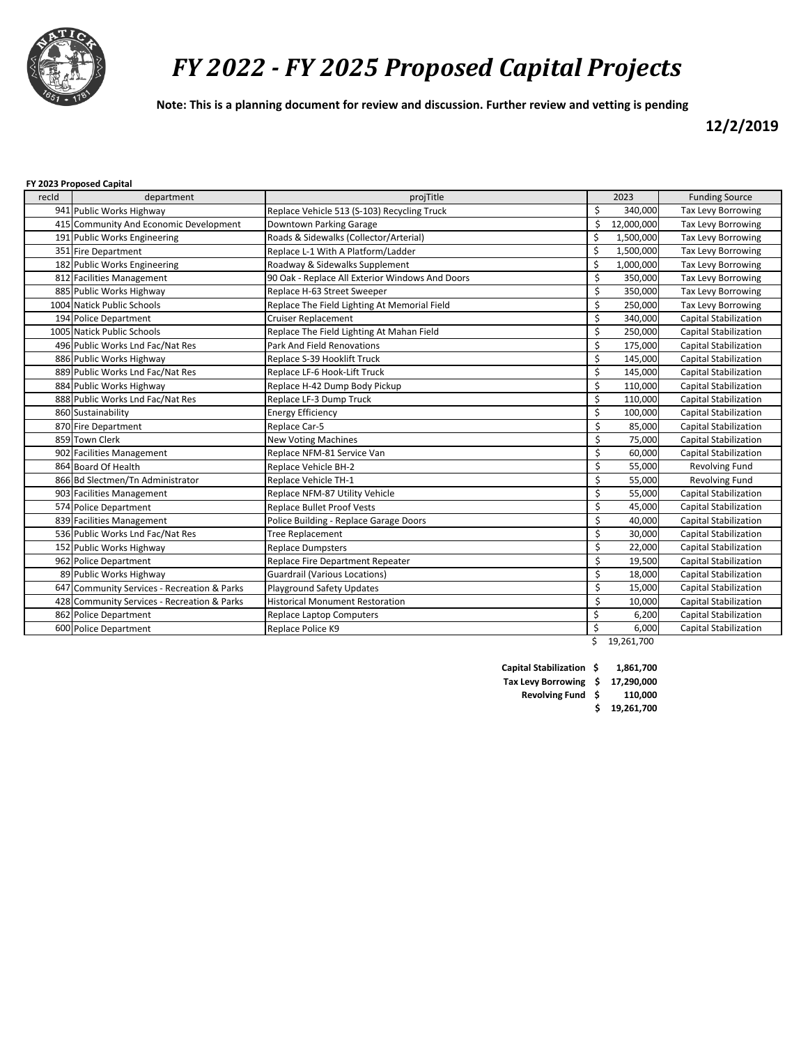# *FY 2022 - FY 2025 Proposed Capital Projects*

**Note: This is a planning document for review and discussion. Further review and vetting is pending**

**12/2/2019**

**FY 2023 Proposed Capital**

| recId | department | projTitle | 2023 | Funding Source |
|---|---|---|---|---|
| 941 | Public Works Highway | Replace Vehicle 513 (S-103) Recycling Truck | $ 340,000 | Tax Levy Borrowing |
| 415 | Community And Economic Development | Downtown Parking Garage | $ 12,000,000 | Tax Levy Borrowing |
| 191 | Public Works Engineering | Roads & Sidewalks (Collector/Arterial) | $ 1,500,000 | Tax Levy Borrowing |
| 351 | Fire Department | Replace L-1 With A Platform/Ladder | $ 1,500,000 | Tax Levy Borrowing |
| 182 | Public Works Engineering | Roadway & Sidewalks Supplement | $ 1,000,000 | Tax Levy Borrowing |
| 812 | Facilities Management | 90 Oak - Replace All Exterior Windows And Doors | $ 350,000 | Tax Levy Borrowing |
| 885 | Public Works Highway | Replace H-63 Street Sweeper | $ 350,000 | Tax Levy Borrowing |
| 1004 | Natick Public Schools | Replace The Field Lighting At Memorial Field | $ 250,000 | Tax Levy Borrowing |
| 194 | Police Department | Cruiser Replacement | $ 340,000 | Capital Stabilization |
| 1005 | Natick Public Schools | Replace The Field Lighting At Mahan Field | $ 250,000 | Capital Stabilization |
| 496 | Public Works Lnd Fac/Nat Res | Park And Field Renovations | $ 175,000 | Capital Stabilization |
| 886 | Public Works Highway | Replace S-39 Hooklift Truck | $ 145,000 | Capital Stabilization |
| 889 | Public Works Lnd Fac/Nat Res | Replace LF-6 Hook-Lift Truck | $ 145,000 | Capital Stabilization |
| 884 | Public Works Highway | Replace H-42 Dump Body Pickup | $ 110,000 | Capital Stabilization |
| 888 | Public Works Lnd Fac/Nat Res | Replace LF-3 Dump Truck | $ 110,000 | Capital Stabilization |
| 860 | Sustainability | Energy Efficiency | $ 100,000 | Capital Stabilization |
| 870 | Fire Department | Replace Car-5 | $ 85,000 | Capital Stabilization |
| 859 | Town Clerk | New Voting Machines | $ 75,000 | Capital Stabilization |
| 902 | Facilities Management | Replace NFM-81 Service Van | $ 60,000 | Capital Stabilization |
| 864 | Board Of Health | Replace Vehicle BH-2 | $ 55,000 | Revolving Fund |
| 866 | Bd Slectmen/Tn Administrator | Replace Vehicle TH-1 | $ 55,000 | Revolving Fund |
| 903 | Facilities Management | Replace NFM-87 Utility Vehicle | $ 55,000 | Capital Stabilization |
| 574 | Police Department | Replace Bullet Proof Vests | $ 45,000 | Capital Stabilization |
| 839 | Facilities Management | Police Building - Replace Garage Doors | $ 40,000 | Capital Stabilization |
| 536 | Public Works Lnd Fac/Nat Res | Tree Replacement | $ 30,000 | Capital Stabilization |
| 152 | Public Works Highway | Replace Dumpsters | $ 22,000 | Capital Stabilization |
| 962 | Police Department | Replace Fire Department Repeater | $ 19,500 | Capital Stabilization |
| 89 | Public Works Highway | Guardrail (Various Locations) | $ 18,000 | Capital Stabilization |
| 647 | Community Services - Recreation & Parks | Playground Safety Updates | $ 15,000 | Capital Stabilization |
| 428 | Community Services - Recreation & Parks | Historical Monument Restoration | $ 10,000 | Capital Stabilization |
| 862 | Police Department | Replace Laptop Computers | $ 6,200 | Capital Stabilization |
| 600 | Police Department | Replace Police K9 | $ 6,000 | Capital Stabilization |
| | | | $ 19,261,700 | |

| | |
|---|---|
| **Capital Stabilization** | **$ 1,861,700** |
| **Tax Levy Borrowing** | **$ 17,290,000** |
| **Revolving Fund** | **$ 110,000** |
| | **$ 19,261,700** |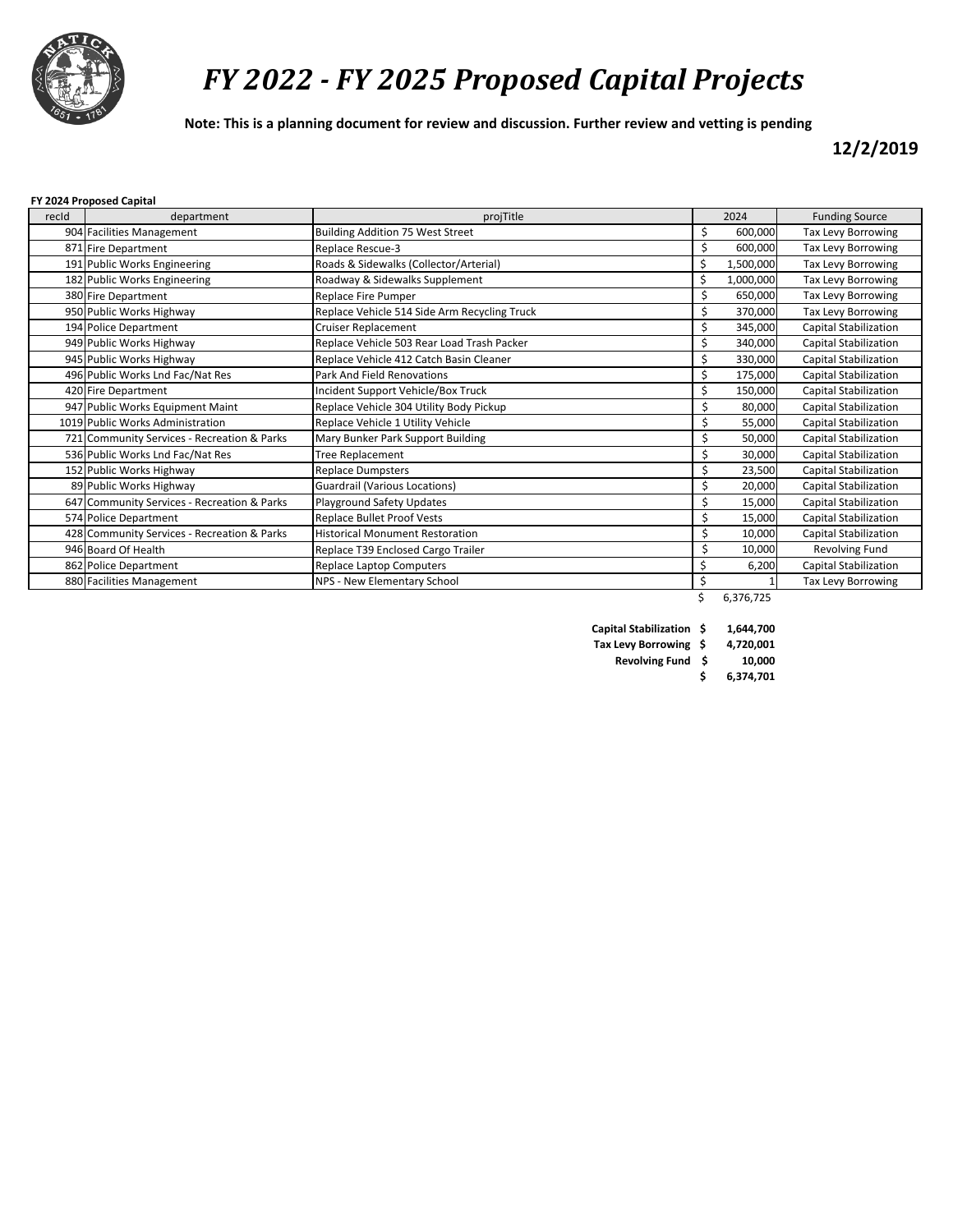# FY 2022 - FY 2025 Proposed Capital Projects

**Note: This is a planning document for review and discussion. Further review and vetting is pending**

**12/2/2019**

**FY 2024 Proposed Capital**

| recId | department | projTitle | 2024 | Funding Source |
|---|---|---|---|---|
| 904 | Facilities Management | Building Addition 75 West Street | $ 600,000 | Tax Levy Borrowing |
| 871 | Fire Department | Replace Rescue-3 | $ 600,000 | Tax Levy Borrowing |
| 191 | Public Works Engineering | Roads & Sidewalks (Collector/Arterial) | $ 1,500,000 | Tax Levy Borrowing |
| 182 | Public Works Engineering | Roadway & Sidewalks Supplement | $ 1,000,000 | Tax Levy Borrowing |
| 380 | Fire Department | Replace Fire Pumper | $ 650,000 | Tax Levy Borrowing |
| 950 | Public Works Highway | Replace Vehicle 514 Side Arm Recycling Truck | $ 370,000 | Tax Levy Borrowing |
| 194 | Police Department | Cruiser Replacement | $ 345,000 | Capital Stabilization |
| 949 | Public Works Highway | Replace Vehicle 503 Rear Load Trash Packer | $ 340,000 | Capital Stabilization |
| 945 | Public Works Highway | Replace Vehicle 412 Catch Basin Cleaner | $ 330,000 | Capital Stabilization |
| 496 | Public Works Lnd Fac/Nat Res | Park And Field Renovations | $ 175,000 | Capital Stabilization |
| 420 | Fire Department | Incident Support Vehicle/Box Truck | $ 150,000 | Capital Stabilization |
| 947 | Public Works Equipment Maint | Replace Vehicle 304 Utility Body Pickup | $ 80,000 | Capital Stabilization |
| 1019 | Public Works Administration | Replace Vehicle 1 Utility Vehicle | $ 55,000 | Capital Stabilization |
| 721 | Community Services - Recreation & Parks | Mary Bunker Park Support Building | $ 50,000 | Capital Stabilization |
| 536 | Public Works Lnd Fac/Nat Res | Tree Replacement | $ 30,000 | Capital Stabilization |
| 152 | Public Works Highway | Replace Dumpsters | $ 23,500 | Capital Stabilization |
| 89 | Public Works Highway | Guardrail (Various Locations) | $ 20,000 | Capital Stabilization |
| 647 | Community Services - Recreation & Parks | Playground Safety Updates | $ 15,000 | Capital Stabilization |
| 574 | Police Department | Replace Bullet Proof Vests | $ 15,000 | Capital Stabilization |
| 428 | Community Services - Recreation & Parks | Historical Monument Restoration | $ 10,000 | Capital Stabilization |
| 946 | Board Of Health | Replace T39 Enclosed Cargo Trailer | $ 10,000 | Revolving Fund |
| 862 | Police Department | Replace Laptop Computers | $ 6,200 | Capital Stabilization |
| 880 | Facilities Management | NPS - New Elementary School | $ 1 | Tax Levy Borrowing |
| | | | $ 6,376,725 | |

| | |
|---|---|
| **Capital Stabilization** | **$ 1,644,700** |
| **Tax Levy Borrowing** | **$ 4,720,001** |
| **Revolving Fund** | **$ 10,000** |
| | **$ 6,374,701** |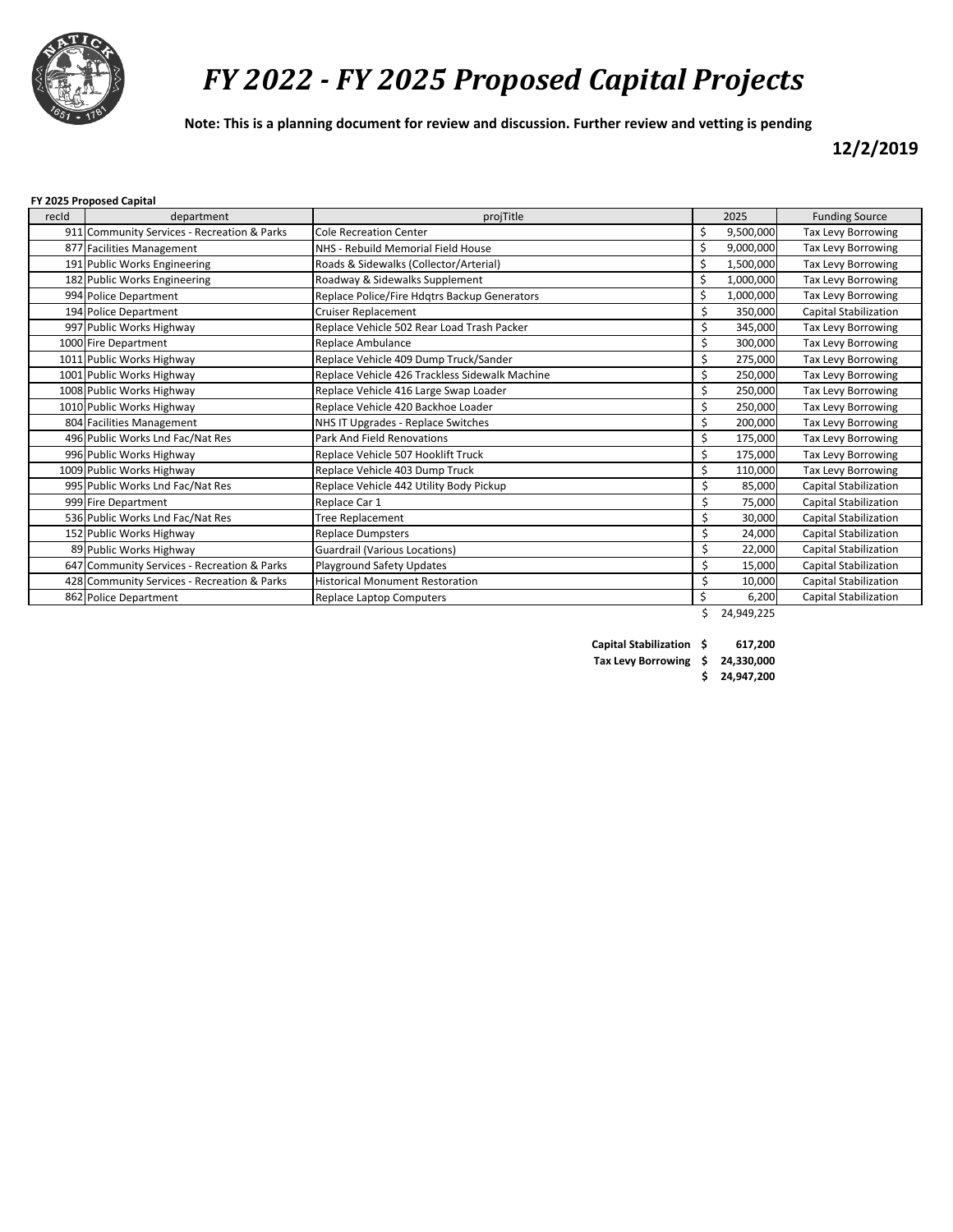# *FY 2022 - FY 2025 Proposed Capital Projects*

**Note: This is a planning document for review and discussion. Further review and vetting is pending**

**12/2/2019**

**FY 2025 Proposed Capital**

| recId | department | projTitle | 2025 | Funding Source |
|---|---|---|---|---|
| 911 | Community Services - Recreation & Parks | Cole Recreation Center | $ 9,500,000 | Tax Levy Borrowing |
| 877 | Facilities Management | NHS - Rebuild Memorial Field House | $ 9,000,000 | Tax Levy Borrowing |
| 191 | Public Works Engineering | Roads & Sidewalks (Collector/Arterial) | $ 1,500,000 | Tax Levy Borrowing |
| 182 | Public Works Engineering | Roadway & Sidewalks Supplement | $ 1,000,000 | Tax Levy Borrowing |
| 994 | Police Department | Replace Police/Fire Hdqtrs Backup Generators | $ 1,000,000 | Tax Levy Borrowing |
| 194 | Police Department | Cruiser Replacement | $ 350,000 | Capital Stabilization |
| 997 | Public Works Highway | Replace Vehicle 502 Rear Load Trash Packer | $ 345,000 | Tax Levy Borrowing |
| 1000 | Fire Department | Replace Ambulance | $ 300,000 | Tax Levy Borrowing |
| 1011 | Public Works Highway | Replace Vehicle 409 Dump Truck/Sander | $ 275,000 | Tax Levy Borrowing |
| 1001 | Public Works Highway | Replace Vehicle 426 Trackless Sidewalk Machine | $ 250,000 | Tax Levy Borrowing |
| 1008 | Public Works Highway | Replace Vehicle 416 Large Swap Loader | $ 250,000 | Tax Levy Borrowing |
| 1010 | Public Works Highway | Replace Vehicle 420 Backhoe Loader | $ 250,000 | Tax Levy Borrowing |
| 804 | Facilities Management | NHS IT Upgrades - Replace Switches | $ 200,000 | Tax Levy Borrowing |
| 496 | Public Works Lnd Fac/Nat Res | Park And Field Renovations | $ 175,000 | Tax Levy Borrowing |
| 996 | Public Works Highway | Replace Vehicle 507 Hooklift Truck | $ 175,000 | Tax Levy Borrowing |
| 1009 | Public Works Highway | Replace Vehicle 403 Dump Truck | $ 110,000 | Tax Levy Borrowing |
| 995 | Public Works Lnd Fac/Nat Res | Replace Vehicle 442 Utility Body Pickup | $ 85,000 | Capital Stabilization |
| 999 | Fire Department | Replace Car 1 | $ 75,000 | Capital Stabilization |
| 536 | Public Works Lnd Fac/Nat Res | Tree Replacement | $ 30,000 | Capital Stabilization |
| 152 | Public Works Highway | Replace Dumpsters | $ 24,000 | Capital Stabilization |
| 89 | Public Works Highway | Guardrail (Various Locations) | $ 22,000 | Capital Stabilization |
| 647 | Community Services - Recreation & Parks | Playground Safety Updates | $ 15,000 | Capital Stabilization |
| 428 | Community Services - Recreation & Parks | Historical Monument Restoration | $ 10,000 | Capital Stabilization |
| 862 | Police Department | Replace Laptop Computers | $ 6,200 | Capital Stabilization |
| | | | $ 24,949,225 | |

| | |
|---|---|
| **Capital Stabilization** | **$ 617,200** |
| **Tax Levy Borrowing** | **$ 24,330,000** |
| | **$ 24,947,200** |